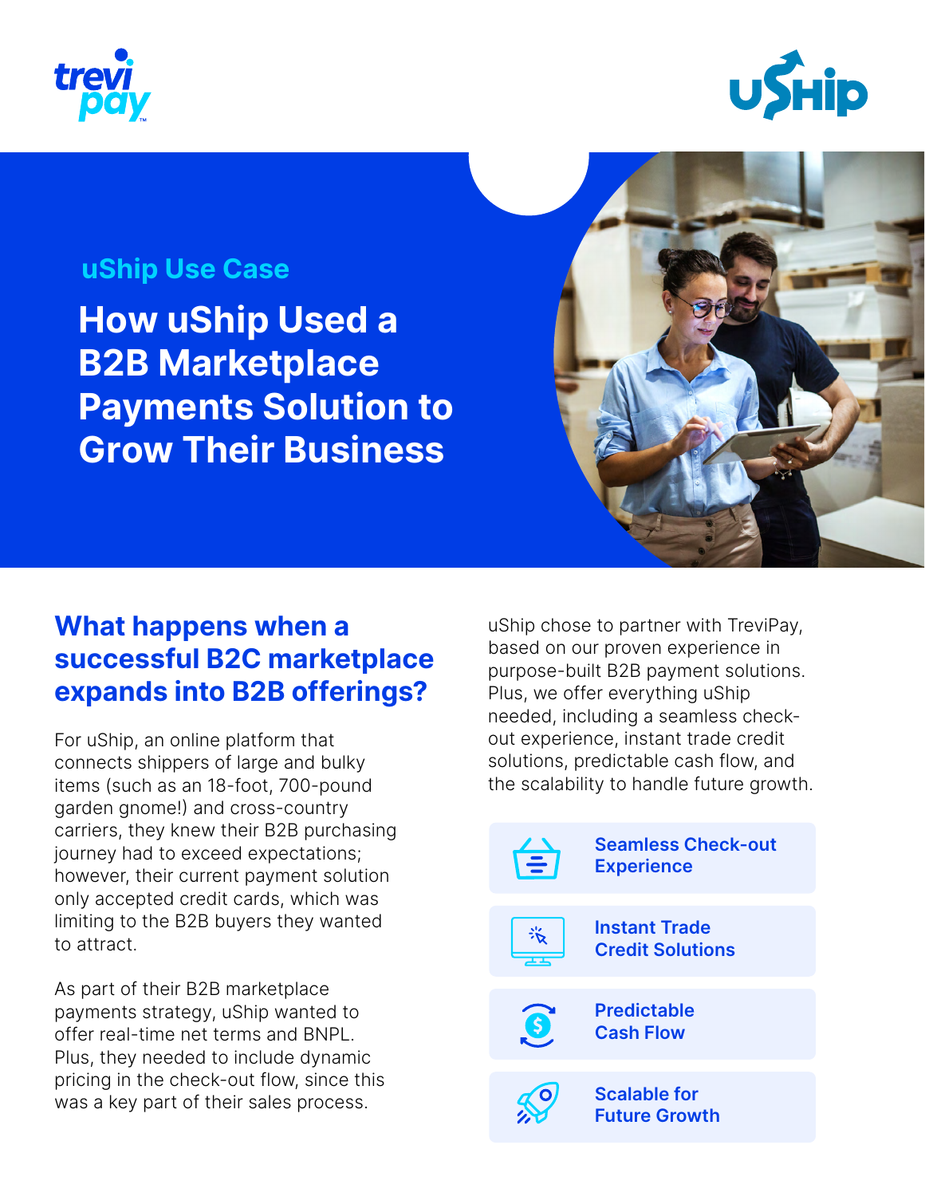uShip Use Case

# How uShip Used a B2B Marketplace Payments Solution to Grow Their Business

## What happens when a successful B2C marketplace expands into B2B offerings?

For uShip, an online platform that connects shippers of large and bulky items (such as an 18-foot, 700-pound garden gnome!) and cross-country carriers, they knew their B2B purchasing journey had to exceed expectations; however, their current payment solution only accepted credit cards, which was limiting to the B2B buyers they wanted to attract.

As part of their B2B marketplace payments strategy, uShip wanted to offer real-time net terms and BNPL. Plus, they needed to include dynamic pricing in the check-out flow, since this was a key part of their sales process.

uShip chose to partner with TreviPay, based on our proven experience in purpose-built B2B payment solutions. Plus, we offer everything uShip needed, including a seamless check-out experience, instant trade credit solutions, predictable cash flow, and the scalability to handle future growth.

- **Seamless Check-out Experience**
- **Instant Trade Credit Solutions**
- **Predictable Cash Flow**
- **Scalable for Future Growth**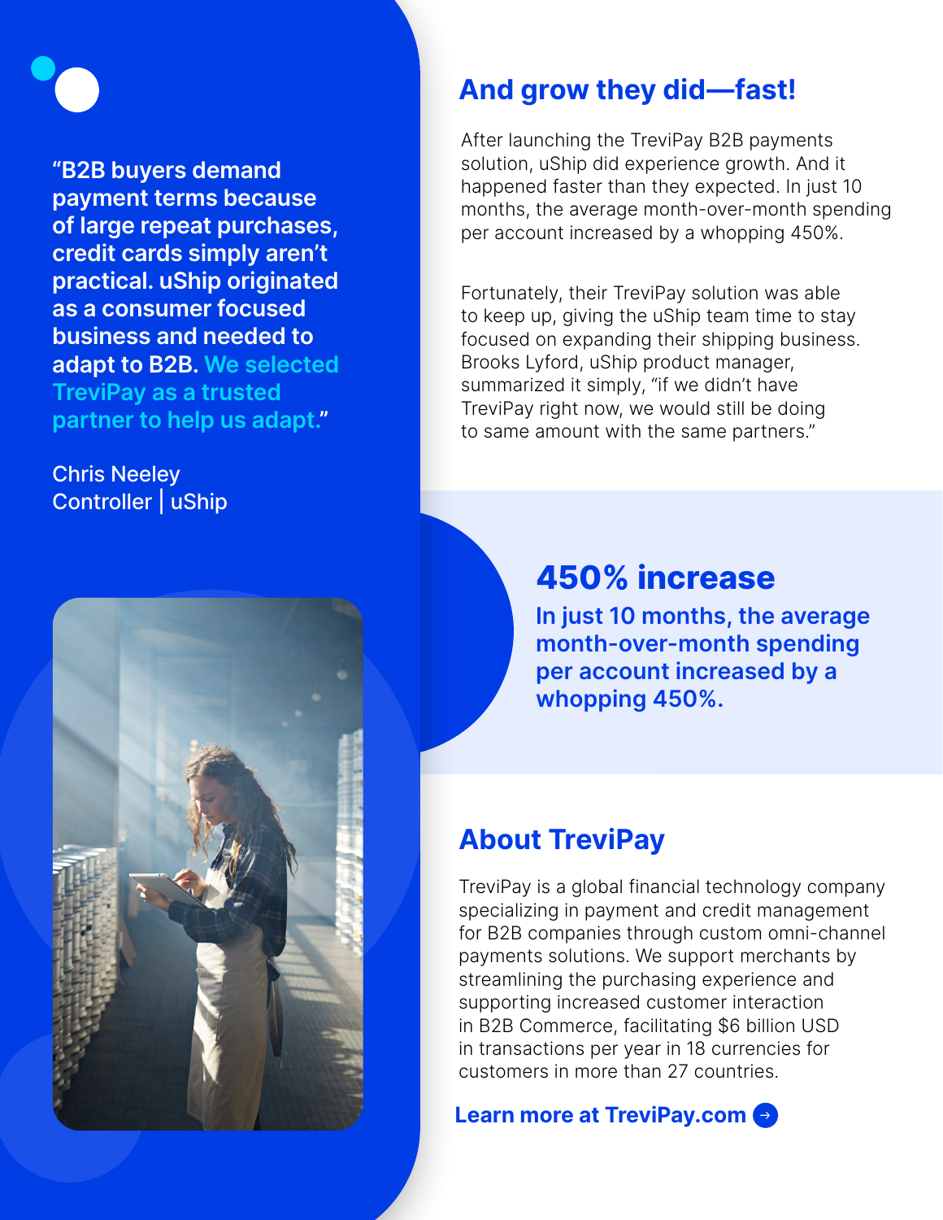> "B2B buyers demand payment terms because of large repeat purchases, credit cards simply aren't practical. uShip originated as a consumer focused business and needed to adapt to B2B. We selected TreviPay as a trusted partner to help us adapt."

Chris Neeley
Controller | uShip

## And grow they did—fast!

After launching the TreviPay B2B payments solution, uShip did experience growth. And it happened faster than they expected. In just 10 months, the average month-over-month spending per account increased by a whopping 450%.

Fortunately, their TreviPay solution was able to keep up, giving the uShip team time to stay focused on expanding their shipping business. Brooks Lyford, uShip product manager, summarized it simply, "if we didn't have TreviPay right now, we would still be doing to same amount with the same partners."

## 450% increase

**In just 10 months, the average month-over-month spending per account increased by a whopping 450%.**

## About TreviPay

TreviPay is a global financial technology company specializing in payment and credit management for B2B companies through custom omni-channel payments solutions. We support merchants by streamlining the purchasing experience and supporting increased customer interaction in B2B Commerce, facilitating $6 billion USD in transactions per year in 18 currencies for customers in more than 27 countries.

**Learn more at TreviPay.com**